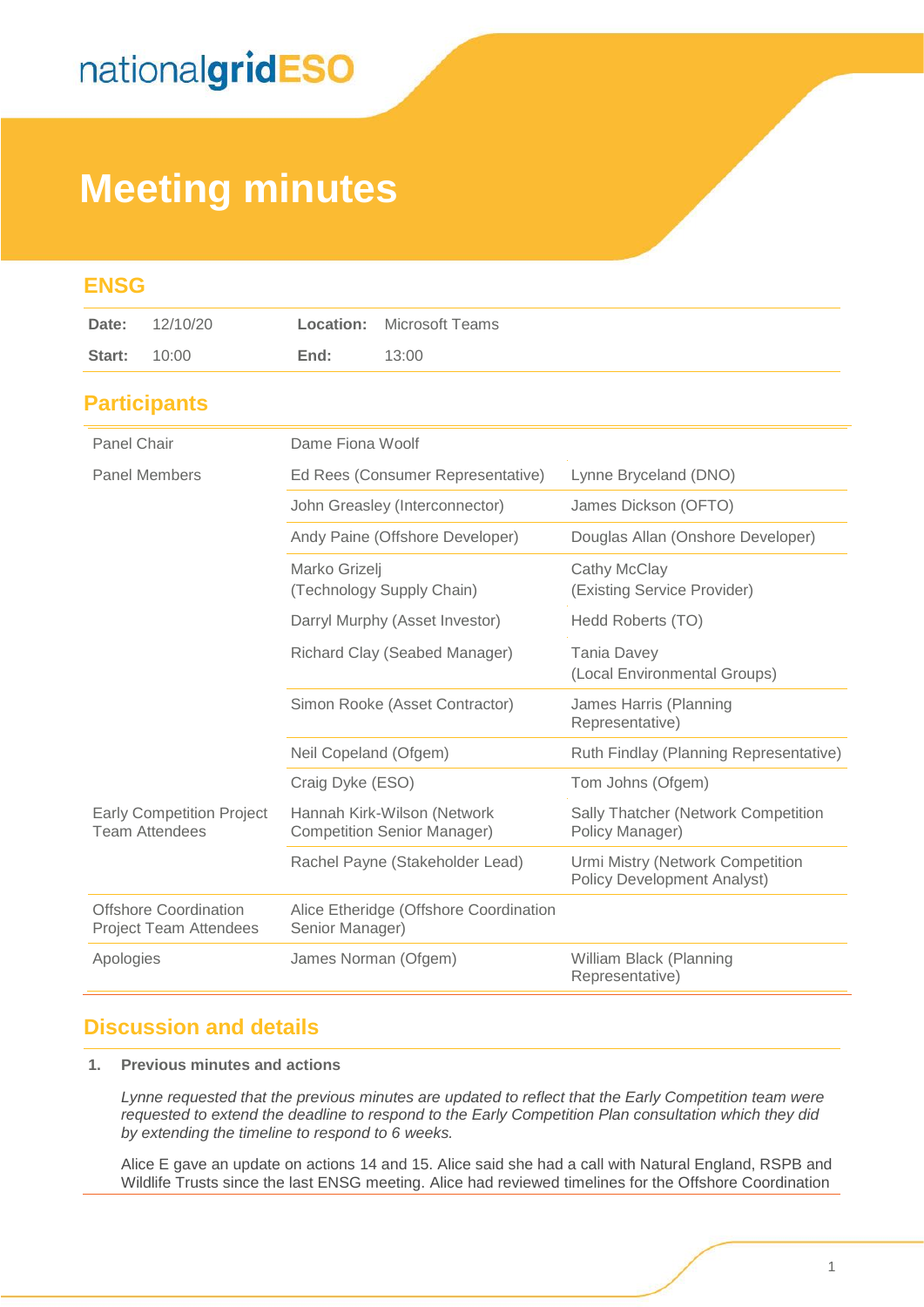nationalgridESO

# Meeting minutes

## ENSG

| Date: | 12/10/20 | Location: | Microsoft Teams |
|---|---|---|---|
| Start: | 10:00 | End: | 13:00 |

## Participants

| | | |
|---|---|---|
| Panel Chair | Dame Fiona Woolf | |
| Panel Members | Ed Rees (Consumer Representative) | Lynne Bryceland (DNO) |
| | John Greasley (Interconnector) | James Dickson (OFTO) |
| | Andy Paine (Offshore Developer) | Douglas Allan (Onshore Developer) |
| | Marko Grizelj (Technology Supply Chain) | Cathy McClay (Existing Service Provider) |
| | Darryl Murphy (Asset Investor) | Hedd Roberts (TO) |
| | Richard Clay (Seabed Manager) | Tania Davey (Local Environmental Groups) |
| | Simon Rooke (Asset Contractor) | James Harris (Planning Representative) |
| | Neil Copeland (Ofgem) | Ruth Findlay (Planning Representative) |
| | Craig Dyke (ESO) | Tom Johns (Ofgem) |
| Early Competition Project Team Attendees | Hannah Kirk-Wilson (Network Competition Senior Manager) | Sally Thatcher (Network Competition Policy Manager) |
| | Rachel Payne (Stakeholder Lead) | Urmi Mistry (Network Competition Policy Development Analyst) |
| Offshore Coordination Project Team Attendees | Alice Etheridge (Offshore Coordination Senior Manager) | |
| Apologies | James Norman (Ofgem) | William Black (Planning Representative) |

## Discussion and details

**1. Previous minutes and actions**

*Lynne requested that the previous minutes are updated to reflect that the Early Competition team were requested to extend the deadline to respond to the Early Competition Plan consultation which they did by extending the timeline to respond to 6 weeks.*

Alice E gave an update on actions 14 and 15. Alice said she had a call with Natural England, RSPB and Wildlife Trusts since the last ENSG meeting. Alice had reviewed timelines for the Offshore Coordination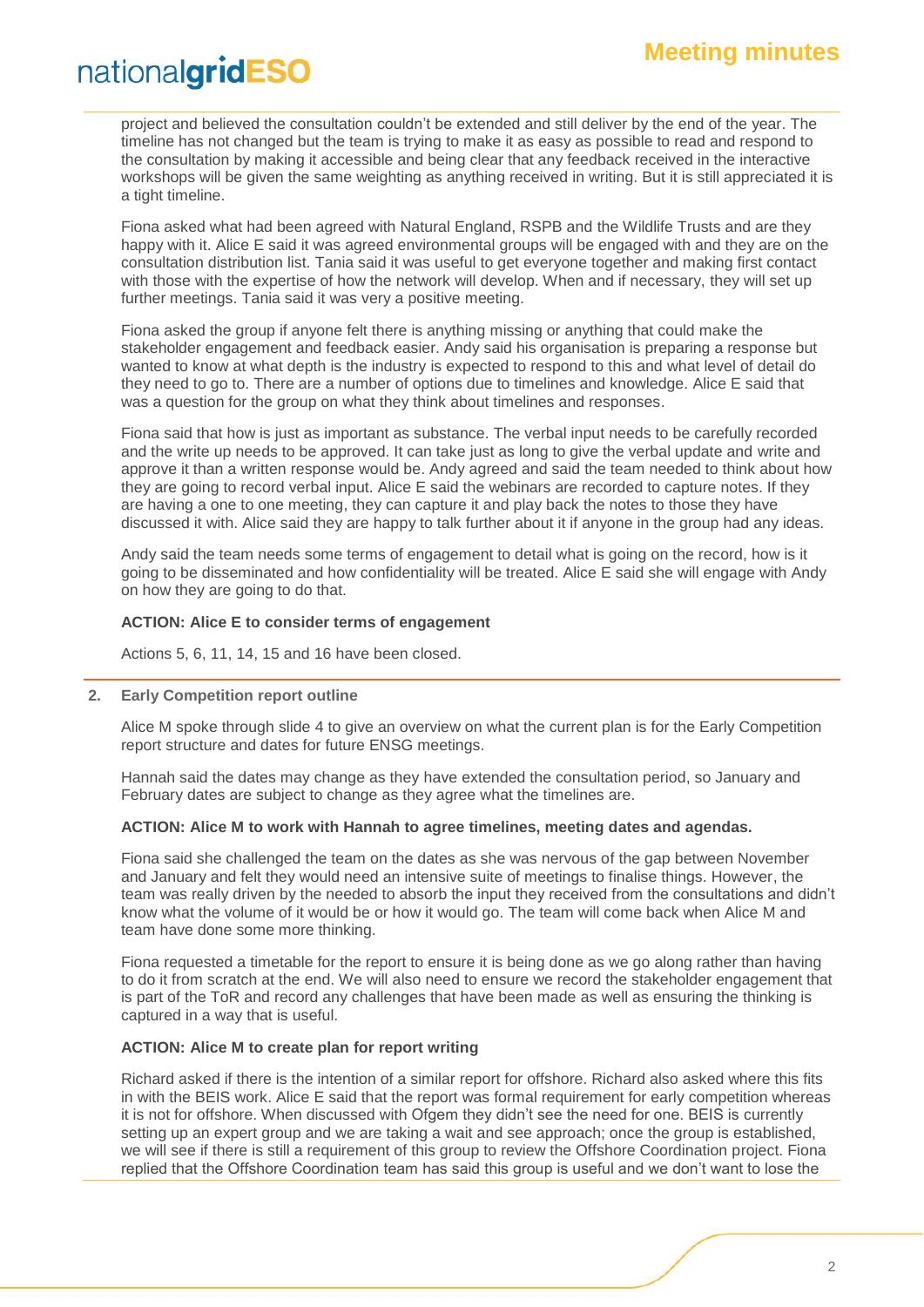project and believed the consultation couldn't be extended and still deliver by the end of the year. The timeline has not changed but the team is trying to make it as easy as possible to read and respond to the consultation by making it accessible and being clear that any feedback received in the interactive workshops will be given the same weighting as anything received in writing. But it is still appreciated it is a tight timeline.

Fiona asked what had been agreed with Natural England, RSPB and the Wildlife Trusts and are they happy with it. Alice E said it was agreed environmental groups will be engaged with and they are on the consultation distribution list. Tania said it was useful to get everyone together and making first contact with those with the expertise of how the network will develop. When and if necessary, they will set up further meetings. Tania said it was very a positive meeting.

Fiona asked the group if anyone felt there is anything missing or anything that could make the stakeholder engagement and feedback easier. Andy said his organisation is preparing a response but wanted to know at what depth is the industry is expected to respond to this and what level of detail do they need to go to. There are a number of options due to timelines and knowledge. Alice E said that was a question for the group on what they think about timelines and responses.

Fiona said that how is just as important as substance. The verbal input needs to be carefully recorded and the write up needs to be approved. It can take just as long to give the verbal update and write and approve it than a written response would be. Andy agreed and said the team needed to think about how they are going to record verbal input. Alice E said the webinars are recorded to capture notes. If they are having a one to one meeting, they can capture it and play back the notes to those they have discussed it with. Alice said they are happy to talk further about it if anyone in the group had any ideas.

Andy said the team needs some terms of engagement to detail what is going on the record, how is it going to be disseminated and how confidentiality will be treated. Alice E said she will engage with Andy on how they are going to do that.

**ACTION: Alice E to consider terms of engagement**

Actions 5, 6, 11, 14, 15 and 16 have been closed.

## 2. Early Competition report outline

Alice M spoke through slide 4 to give an overview on what the current plan is for the Early Competition report structure and dates for future ENSG meetings.

Hannah said the dates may change as they have extended the consultation period, so January and February dates are subject to change as they agree what the timelines are.

**ACTION: Alice M to work with Hannah to agree timelines, meeting dates and agendas.**

Fiona said she challenged the team on the dates as she was nervous of the gap between November and January and felt they would need an intensive suite of meetings to finalise things. However, the team was really driven by the needed to absorb the input they received from the consultations and didn't know what the volume of it would be or how it would go. The team will come back when Alice M and team have done some more thinking.

Fiona requested a timetable for the report to ensure it is being done as we go along rather than having to do it from scratch at the end. We will also need to ensure we record the stakeholder engagement that is part of the ToR and record any challenges that have been made as well as ensuring the thinking is captured in a way that is useful.

**ACTION: Alice M to create plan for report writing**

Richard asked if there is the intention of a similar report for offshore. Richard also asked where this fits in with the BEIS work. Alice E said that the report was formal requirement for early competition whereas it is not for offshore. When discussed with Ofgem they didn't see the need for one. BEIS is currently setting up an expert group and we are taking a wait and see approach; once the group is established, we will see if there is still a requirement of this group to review the Offshore Coordination project. Fiona replied that the Offshore Coordination team has said this group is useful and we don't want to lose the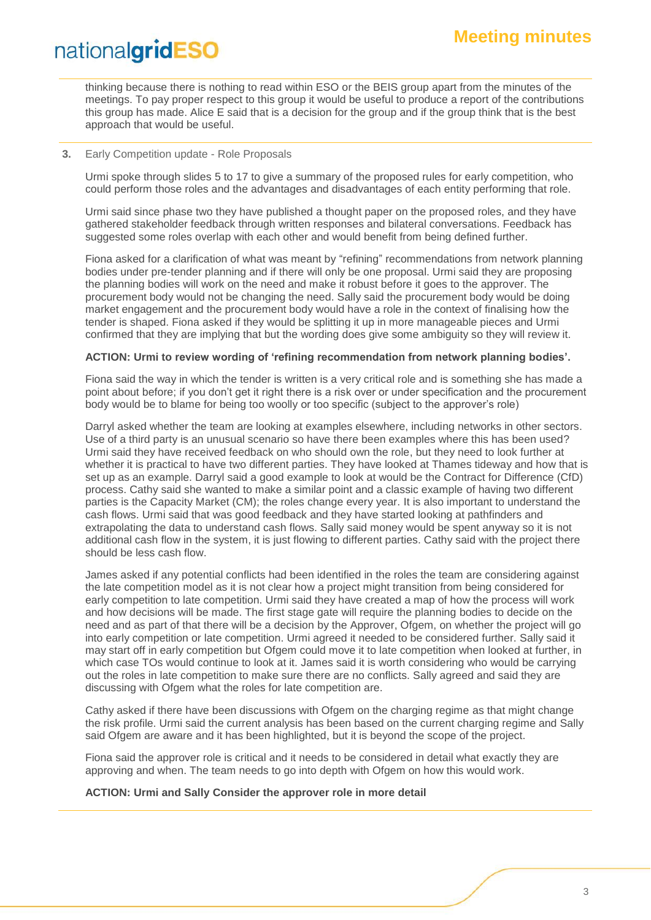thinking because there is nothing to read within ESO or the BEIS group apart from the minutes of the meetings. To pay proper respect to this group it would be useful to produce a report of the contributions this group has made. Alice E said that is a decision for the group and if the group think that is the best approach that would be useful.

**3.** Early Competition update - Role Proposals

Urmi spoke through slides 5 to 17 to give a summary of the proposed rules for early competition, who could perform those roles and the advantages and disadvantages of each entity performing that role.

Urmi said since phase two they have published a thought paper on the proposed roles, and they have gathered stakeholder feedback through written responses and bilateral conversations. Feedback has suggested some roles overlap with each other and would benefit from being defined further.

Fiona asked for a clarification of what was meant by "refining" recommendations from network planning bodies under pre-tender planning and if there will only be one proposal. Urmi said they are proposing the planning bodies will work on the need and make it robust before it goes to the approver. The procurement body would not be changing the need. Sally said the procurement body would be doing market engagement and the procurement body would have a role in the context of finalising how the tender is shaped. Fiona asked if they would be splitting it up in more manageable pieces and Urmi confirmed that they are implying that but the wording does give some ambiguity so they will review it.

**ACTION: Urmi to review wording of 'refining recommendation from network planning bodies'.**

Fiona said the way in which the tender is written is a very critical role and is something she has made a point about before; if you don't get it right there is a risk over or under specification and the procurement body would be to blame for being too woolly or too specific (subject to the approver's role)

Darryl asked whether the team are looking at examples elsewhere, including networks in other sectors. Use of a third party is an unusual scenario so have there been examples where this has been used? Urmi said they have received feedback on who should own the role, but they need to look further at whether it is practical to have two different parties. They have looked at Thames tideway and how that is set up as an example. Darryl said a good example to look at would be the Contract for Difference (CfD) process. Cathy said she wanted to make a similar point and a classic example of having two different parties is the Capacity Market (CM); the roles change every year. It is also important to understand the cash flows. Urmi said that was good feedback and they have started looking at pathfinders and extrapolating the data to understand cash flows. Sally said money would be spent anyway so it is not additional cash flow in the system, it is just flowing to different parties. Cathy said with the project there should be less cash flow.

James asked if any potential conflicts had been identified in the roles the team are considering against the late competition model as it is not clear how a project might transition from being considered for early competition to late competition. Urmi said they have created a map of how the process will work and how decisions will be made. The first stage gate will require the planning bodies to decide on the need and as part of that there will be a decision by the Approver, Ofgem, on whether the project will go into early competition or late competition. Urmi agreed it needed to be considered further. Sally said it may start off in early competition but Ofgem could move it to late competition when looked at further, in which case TOs would continue to look at it. James said it is worth considering who would be carrying out the roles in late competition to make sure there are no conflicts. Sally agreed and said they are discussing with Ofgem what the roles for late competition are.

Cathy asked if there have been discussions with Ofgem on the charging regime as that might change the risk profile. Urmi said the current analysis has been based on the current charging regime and Sally said Ofgem are aware and it has been highlighted, but it is beyond the scope of the project.

Fiona said the approver role is critical and it needs to be considered in detail what exactly they are approving and when. The team needs to go into depth with Ofgem on how this would work.

**ACTION: Urmi and Sally Consider the approver role in more detail**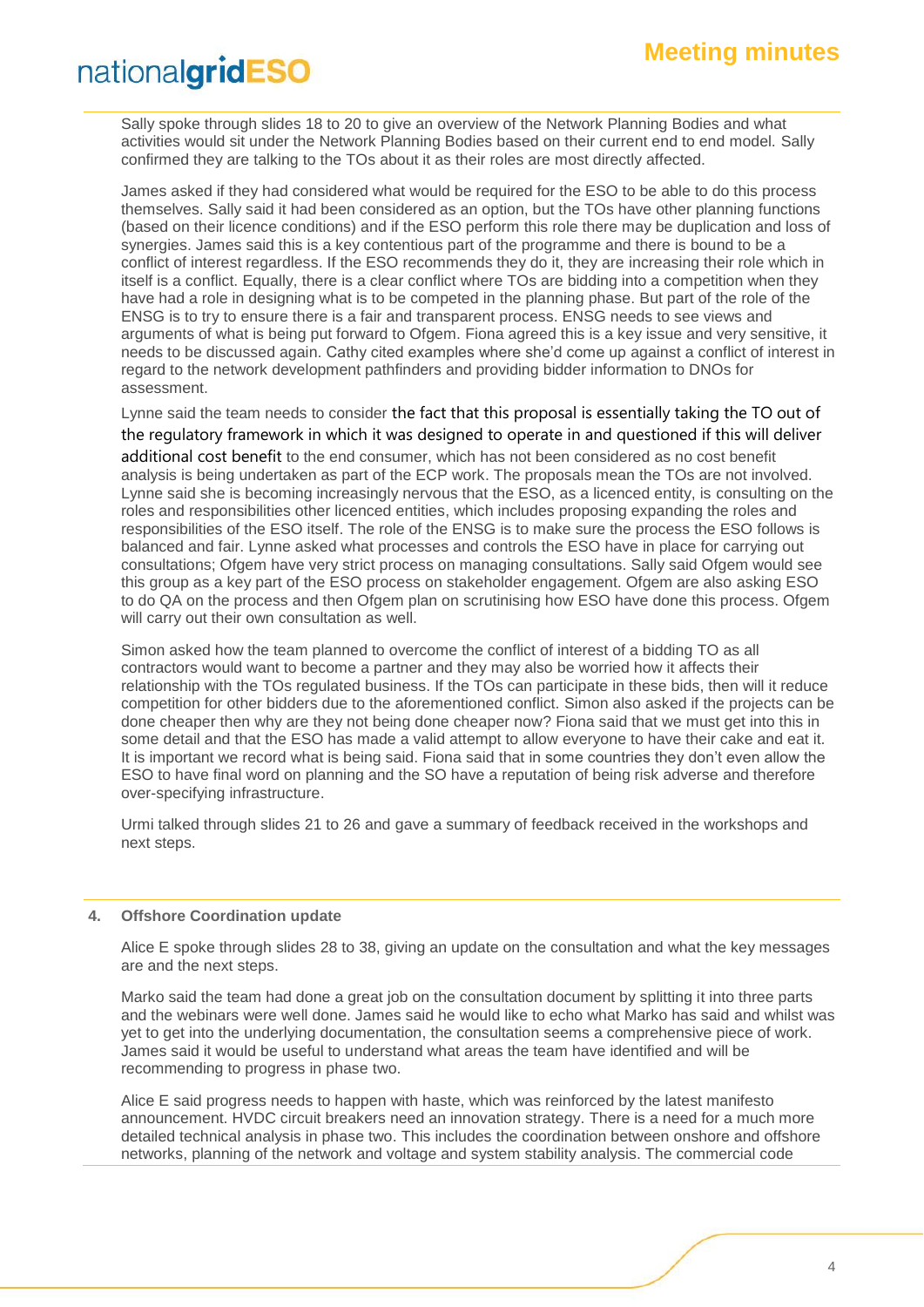Sally spoke through slides 18 to 20 to give an overview of the Network Planning Bodies and what activities would sit under the Network Planning Bodies based on their current end to end model. Sally confirmed they are talking to the TOs about it as their roles are most directly affected.

James asked if they had considered what would be required for the ESO to be able to do this process themselves. Sally said it had been considered as an option, but the TOs have other planning functions (based on their licence conditions) and if the ESO perform this role there may be duplication and loss of synergies. James said this is a key contentious part of the programme and there is bound to be a conflict of interest regardless. If the ESO recommends they do it, they are increasing their role which in itself is a conflict. Equally, there is a clear conflict where TOs are bidding into a competition when they have had a role in designing what is to be competed in the planning phase. But part of the role of the ENSG is to try to ensure there is a fair and transparent process. ENSG needs to see views and arguments of what is being put forward to Ofgem. Fiona agreed this is a key issue and very sensitive, it needs to be discussed again. Cathy cited examples where she'd come up against a conflict of interest in regard to the network development pathfinders and providing bidder information to DNOs for assessment.

Lynne said the team needs to consider the fact that this proposal is essentially taking the TO out of the regulatory framework in which it was designed to operate in and questioned if this will deliver additional cost benefit to the end consumer, which has not been considered as no cost benefit analysis is being undertaken as part of the ECP work. The proposals mean the TOs are not involved. Lynne said she is becoming increasingly nervous that the ESO, as a licenced entity, is consulting on the roles and responsibilities other licenced entities, which includes proposing expanding the roles and responsibilities of the ESO itself. The role of the ENSG is to make sure the process the ESO follows is balanced and fair. Lynne asked what processes and controls the ESO have in place for carrying out consultations; Ofgem have very strict process on managing consultations. Sally said Ofgem would see this group as a key part of the ESO process on stakeholder engagement. Ofgem are also asking ESO to do QA on the process and then Ofgem plan on scrutinising how ESO have done this process. Ofgem will carry out their own consultation as well.

Simon asked how the team planned to overcome the conflict of interest of a bidding TO as all contractors would want to become a partner and they may also be worried how it affects their relationship with the TOs regulated business. If the TOs can participate in these bids, then will it reduce competition for other bidders due to the aforementioned conflict. Simon also asked if the projects can be done cheaper then why are they not being done cheaper now? Fiona said that we must get into this in some detail and that the ESO has made a valid attempt to allow everyone to have their cake and eat it. It is important we record what is being said. Fiona said that in some countries they don't even allow the ESO to have final word on planning and the SO have a reputation of being risk adverse and therefore over-specifying infrastructure.

Urmi talked through slides 21 to 26 and gave a summary of feedback received in the workshops and next steps.

## 4. Offshore Coordination update

Alice E spoke through slides 28 to 38, giving an update on the consultation and what the key messages are and the next steps.

Marko said the team had done a great job on the consultation document by splitting it into three parts and the webinars were well done. James said he would like to echo what Marko has said and whilst was yet to get into the underlying documentation, the consultation seems a comprehensive piece of work. James said it would be useful to understand what areas the team have identified and will be recommending to progress in phase two.

Alice E said progress needs to happen with haste, which was reinforced by the latest manifesto announcement. HVDC circuit breakers need an innovation strategy. There is a need for a much more detailed technical analysis in phase two. This includes the coordination between onshore and offshore networks, planning of the network and voltage and system stability analysis. The commercial code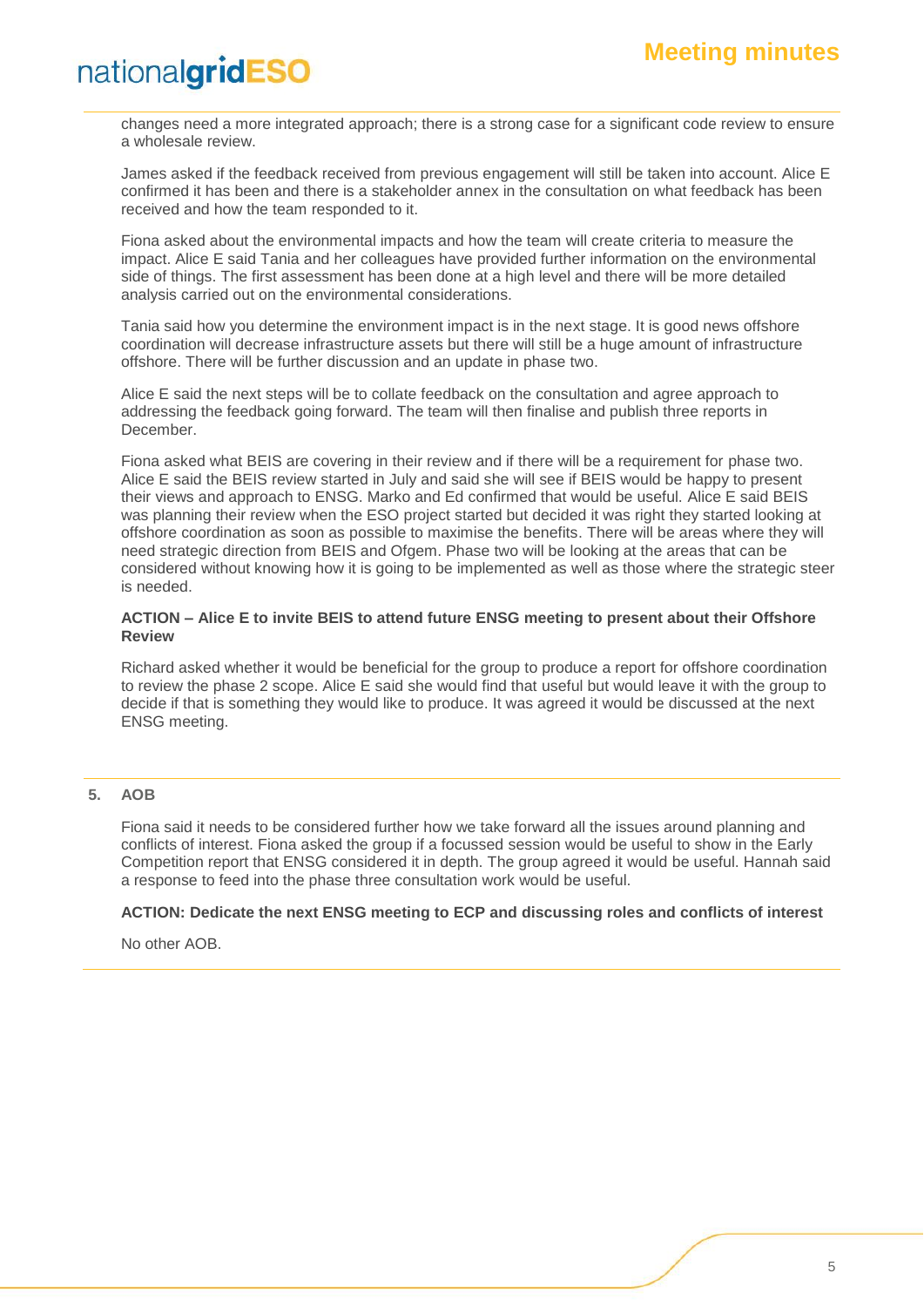changes need a more integrated approach; there is a strong case for a significant code review to ensure a wholesale review.

James asked if the feedback received from previous engagement will still be taken into account. Alice E confirmed it has been and there is a stakeholder annex in the consultation on what feedback has been received and how the team responded to it.

Fiona asked about the environmental impacts and how the team will create criteria to measure the impact. Alice E said Tania and her colleagues have provided further information on the environmental side of things. The first assessment has been done at a high level and there will be more detailed analysis carried out on the environmental considerations.

Tania said how you determine the environment impact is in the next stage. It is good news offshore coordination will decrease infrastructure assets but there will still be a huge amount of infrastructure offshore. There will be further discussion and an update in phase two.

Alice E said the next steps will be to collate feedback on the consultation and agree approach to addressing the feedback going forward. The team will then finalise and publish three reports in December.

Fiona asked what BEIS are covering in their review and if there will be a requirement for phase two. Alice E said the BEIS review started in July and said she will see if BEIS would be happy to present their views and approach to ENSG. Marko and Ed confirmed that would be useful. Alice E said BEIS was planning their review when the ESO project started but decided it was right they started looking at offshore coordination as soon as possible to maximise the benefits. There will be areas where they will need strategic direction from BEIS and Ofgem. Phase two will be looking at the areas that can be considered without knowing how it is going to be implemented as well as those where the strategic steer is needed.

**ACTION – Alice E to invite BEIS to attend future ENSG meeting to present about their Offshore Review**

Richard asked whether it would be beneficial for the group to produce a report for offshore coordination to review the phase 2 scope. Alice E said she would find that useful but would leave it with the group to decide if that is something they would like to produce. It was agreed it would be discussed at the next ENSG meeting.

## 5. AOB

Fiona said it needs to be considered further how we take forward all the issues around planning and conflicts of interest. Fiona asked the group if a focussed session would be useful to show in the Early Competition report that ENSG considered it in depth. The group agreed it would be useful. Hannah said a response to feed into the phase three consultation work would be useful.

**ACTION: Dedicate the next ENSG meeting to ECP and discussing roles and conflicts of interest**

No other AOB.